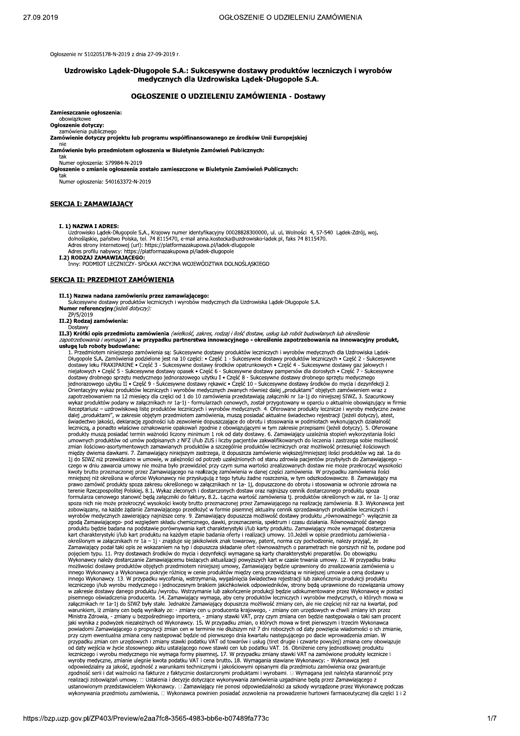Ogłoszenie nr 510205178-N-2019 z dnia 27-09-2019 r.

# Uzdrowisko Lądek-Długopole S.A.: Sukcesywne dostawy produktów leczniczych i wyrobów medycznych dla Uzdrowiska Lądek-Długopole S.A.

## OGŁOSZENIE O UDZIELENIU ZAMÓWIENIA - Dostawy

**Zamieszczanie ogłoszenia:**
obowiązkowe
**Ogłoszenie dotyczy:**
zamówienia publicznego
**Zamówienie dotyczy projektu lub programu współfinansowanego ze środków Unii Europejskiej**
nie
**Zamówienie było przedmiotem ogłoszenia w Biuletynie Zamówień Publicznych:**
tak
Numer ogłoszenia: 579984-N-2019
**Ogłoszenie o zmianie ogłoszenia zostało zamieszczone w Biuletynie Zamówień Publicznych:**
tak
Numer ogłoszenia: 540163372-N-2019

## SEKCJA I: ZAMAWIAJĄCY

**I. 1) NAZWA I ADRES:**
Uzdrowisko Lądek-Długopole S.A., Krajowy numer identyfikacyjny 00028828300000, ul. ul. Wolności 4, 57-540 Lądek-Zdrój, woj. dolnośląskie, państwo Polska, tel. 74 8115470, e-mail anna.kostecka@uzdrowisko-ladek.pl, faks 74 8115470.
Adres strony internetowej (url): https://platformazakupowa.pl/ladek-dlugopole
Adres profilu nabywcy: https://platformazakupowa.pl/ladek-dlugopole
**I.2) RODZAJ ZAMAWIAJĄCEGO:**
Inny: PODMIOT LECZNICZY- SPÓŁKA AKCYJNA WOJEWÓDZTWA DOLNOŚLĄSKIEGO

## SEKCJA II: PRZEDMIOT ZAMÓWIENIA

**II.1) Nazwa nadana zamówieniu przez zamawiającego:**
Sukcesywne dostawy produktów leczniczych i wyrobów medycznych dla Uzdrowiska Lądek-Długopole S.A.
**Numer referencyjny**(*jeżeli dotyczy):*
ZP/5/2019
**II.2) Rodzaj zamówienia:**
Dostawy
**II.3) Krótki opis przedmiotu zamówienia** *(wielkość, zakres, rodzaj i ilość dostaw, usług lub robót budowlanych lub określenie zapotrzebowania i wymagań )* **a w przypadku partnerstwa innowacyjnego - określenie zapotrzebowania na innowacyjny produkt, usługę lub roboty budowlane:**
1. Przedmiotem niniejszego zamówienia są: Sukcesywne dostawy produktów leczniczych i wyrobów medycznych dla Uzdrowiska Lądek-Długopole S.A. Zamówienia podzielone jest na 10 części: • Część 1 - Sukcesywne dostawy produktów leczniczych • Część 2 - Sukcesywne dostawy leku FRAXIPARINE • Część 3 - Sukcesywne dostawy środków opatrunkowych • Część 4 - Sukcesywne dostawy gaz jałowych i niejałowych • Część 5 - Sukcesywne dostawy opasek • Część 6 - Sukcesywne dostawy pampersów dla dorosłych • Część 7 - Sukcesywne dostawy drobnego sprzętu medycznego jednorazowego użytku I • Część 8 - Sukcesywne dostawy drobnego sprzętu medycznego jednorazowego użytku II • Część 9 - Sukcesywne dostawy rękawic • Część 10 - Sukcesywne dostawy środków do mycia i dezynfekcji 2. Orientacyjny wykaz produktów leczniczych i wyrobów medycznych zwanych również dalej „produktami" objętych zamówieniem wraz z zapotrzebowaniem na 12 miesięcy dla części od 1 do 10 zamówienia przedstawiają załączniki nr 1a-1j do niniejszej SIWZ. 3. Szacunkowy wykaz produktów podany w załącznikach nr 1a-1j - formularzach cenowych, został przygotowany w oparciu o aktualnie obowiązujący w firmie Receptariusz – uzdrowiskową listę produktów leczniczych i wyrobów medycznych. 4. Oferowane produkty lecznicze i wyroby medyczne zwane dalej „produktami", w zakresie objętym przedmiotem zamówienia, muszą posiadać aktualne świadectwo rejestracji (jeżeli dotyczy), atest, świadectwo jakości, deklarację zgodności lub zezwolenie dopuszczające do obrotu i stosowania w podmiotach wykonujących działalność leczniczą, a ponadto właściwe oznakowanie opakowań zgodnie z obowiązującymi w tym zakresie przepisami (jeżeli dotyczy). 5. Oferowane produkty muszą posiadać termin ważności liczony minimum 1 rok od daty dostawy. 6. Zamawiający uzależnia stopień wykorzystania ilości umownych produktów od umów podpisanych z NFZ i/lub ZUS i liczby pacjentów zakwalifikowanych do leczenia i zastrzega sobie możliwość zmian ilościowo-asortymentowych zamawianych produktów a szczególnie produktów leczniczych oraz możliwość przesunięć ilościowych między dwiema dawkami. 7. Zamawiający niniejszym zastrzega, iż dopuszcza zamówienie większej/mniejszej ilości produktów wg zał. 1a do 1j do SIWZ niż przewidziano w umowie, w zależności od potrzeb uzależnionych od stanu zdrowia pacjentów przybyłych do Zamawiającego – czego w dniu zawarcia umowy nie można było przewidzieć przy czym suma wartości zrealizowanych dostaw nie może przekroczyć wysokości kwoty brutto przeznaczonej przez Zamawiającego na realizację zamówienia w danej części zamówienia. W przypadku zamówienia ilości mniejszej niż określona w ofercie Wykonawcy nie przysługują z tego tytułu żadne roszczenia, w tym odszkodowawcze. 8. Zamawiający ma prawo zamówić produkty spoza zakresu określonego w załącznikach nr 1a- 1j, dopuszczone do obrotu i stosowania w ochronie zdrowia na terenie Rzeczpospolitej Polskiej. 8.1. Wykaz zleconych i dostarczonych dostaw oraz najniższy cennik dostarczonego produktu spoza formularza cenowego stanowić będą załączniki do faktury. 8.2.. Łączna wartość zamówienia tj. produktów określonych w zał. nr 1a- 1j oraz spoza nich nie może przekroczyć wysokości kwoty brutto przeznaczonej przez Zamawiającego na realizację zamówienia. 8.3. Wykonawca jest zobowiązany, na każde żądanie Zamawiającego przedłożyć w formie pisemnej aktualny cennik sprzedawanych produktów leczniczych i wyrobów medycznych zawierający najniższe ceny. 9. Zamawiający dopuszcza możliwość dostawy produktu „równoważnego"- wyłącznie za zgodą Zamawiającego- pod względem składu chemicznego, dawki, przeznaczenia, spektrum i czasu działania. Równoważność danego produktu będzie badana na podstawie porównywania kart charakterystyki i/lub karty produktu. Zamawiający może wymagać dostarczenia kart charakterystyki i/lub kart produktu na każdym etapie badania oferty i realizacji umowy. 10.Jeżeli w opisie przedmiotu zamówienia - określonym w załącznikach nr 1a – 1j - znajduje się jakikolwiek znak towarowy, patent, norma czy pochodzenie, należy przyjąć, że Zamawiający podał taki opis ze wskazaniem na typ i dopuszcza składanie ofert równoważnych o parametrach nie gorszych niż te, podane pod pojęciem typu. 11. Przy dostawach środków do mycia i dezynfekcji wymagane są karty charakterystyki preparatów. Do obowiązku Wykonawcy należy dostarczanie Zamawiającemu bieżących aktualizacji powyższych kart w czasie trwania umowy. 12. W przypadku braku możliwości dostawy produktów objętych przedmiotem niniejszej umowy, Zamawiający będzie uprawniony do zrealizowania zamówienia u innego Wykonawcy a Wykonawca pokryje różnicę w cenie produktów między ceną przewidzianą w niniejszej umowie a ceną dostawy u innego Wykonawcy. 13. W przypadku wycofania, wstrzymania, wygaśnięcia świadectwa rejestracji lub zakończenia produkcji produktu leczniczego i/lub wyrobu medycznego i jednoczesnym brakiem jakichkolwiek odpowiedników, strony będą uprawnione do rozwiązania umowy w zakresie dostawy danego produktu /wyrobu. Wstrzymanie lub zakończenie produkcji będzie udokumentowane przez Wykonawcę w postaci pisemnego oświadczenia producenta. 14. Zamawiający wymaga, aby ceny produktów leczniczych i wyrobów medycznych, o których mowa w załącznikach nr 1a-1j do SIWZ były stałe. Jednakże Zamawiający dopuszcza możliwość zmiany cen, ale nie częściej niż raz na kwartał, pod warunkiem, iż zmiany cen będą wynikały ze: - zmiany cen u producenta krajowego, - zmiany cen urzędowych w chwili zmiany ich przez Ministra Zdrowia, - zmiany u bezpośredniego importera, - zmiany stawki VAT, przy czym zmiana cen będzie następowała o taki sam procent jaki wynika z podwyżek niezależnych od Wykonawcy. 15. W przypadku zmian, o których mowa w tiret pierwszym i trzecim Wykonawca powiadomi Zamawiającego o propozycji zmian cen w terminie nie dłuższym niż 7 dni roboczych od daty powzięcia wiadomości o ich zmianie, przy czym ewentualna zmiana ceny następować będzie od pierwszego dnia kwartału następującego po dacie wprowadzenia zmian. W przypadku zmian cen urzędowych i zmiany stawki podatku VAT od towarów i usług (tiret drugie i czwarte powyżej) zmiana ceny obowiązuje od daty wejścia w życie stosownego aktu ustalającego nowe stawki cen lub podatku VAT. 16. Obniżenie cen jednostkowej produktu leczniczego i wyrobu medycznego nie wymaga formy pisemnej. 17. W przypadku zmiany stawki VAT na zamówione produkty lecznicze i wyroby medyczne, zmianie ulegnie kwota podatku VAT i cena brutto. 18. Wymagania stawiane Wykonawcy: - Wykonawca jest odpowiedzialny za jakość, zgodność z warunkami technicznymi i jakościowymi opisanymi dla przedmiotu zamówienia oraz gwarantuje zgodność serii i dat ważności na fakturze z faktycznie dostarczonymi produktami i wyrobami. □ Wymagana jest należyta staranność przy realizacji zobowiązań umowy. □ Ustalenia i decyzje dotyczące wykonywania zamówienia uzgadniane będą przez Zamawiającego z ustanowionym przedstawicielem Wykonawcy. □ Zamawiający nie ponosi odpowiedzialności za szkody wyrządzone przez Wykonawcę podczas wykonywania przedmiotu zamówienia. □ Wykonawca powinien posiadać zezwolenia na prowadzenie hurtowni farmaceutycznej dla części 1 i 2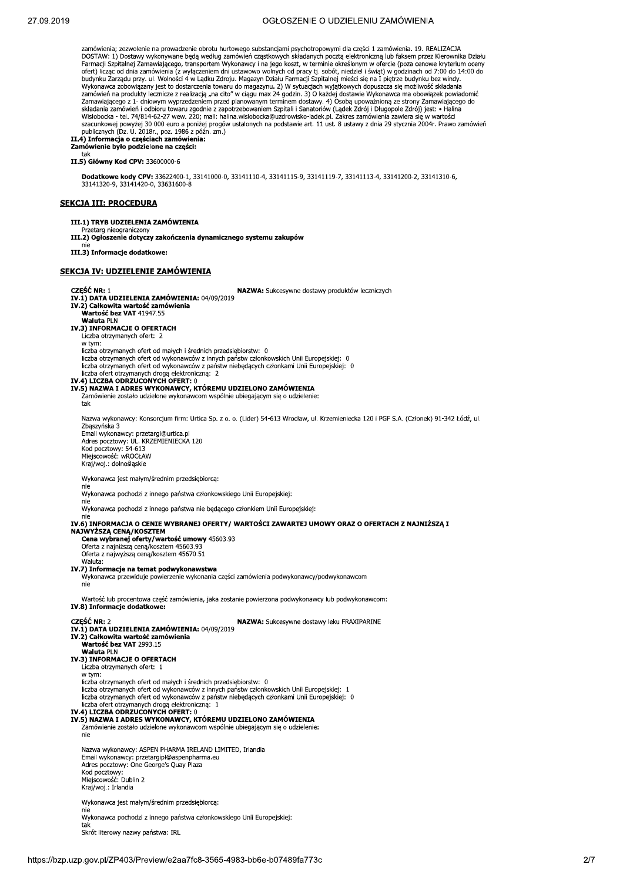zamówienia; zezwolenie na prowadzenie obrotu hurtowego substancjami psychotropowymi dla części 1 zamówienia. 19. REALIZACJA DOSTAW: 1) Dostawy wykonywane będą według zamówień cząstkowych składanych pocztą elektroniczną lub faksem przez Kierownika Działu Farmacji Szpitalnej Zamawiającego, transportem Wykonawcy i na jego koszt, w terminie określonym w ofercie (poza cenowe kryterium oceny ofert) licząc od dnia zamówienia (z wyłączeniem dni ustawowo wolnych od pracy tj. sobót, niedziel i świąt) w godzinach od 7:00 do 14:00 do budynku Zarządu przy. ul. Wolności 4 w Lądku Zdroju. Magazyn Działu Farmacji Szpitalnej mieści się na I piętrze budynku bez windy. Wykonawca zobowiązany jest to dostarczenia towaru do magazynu. 2) W sytuacjach wyjątkowych dopuszcza się możliwość składania zamówień na produkty lecznicze z realizacją „na cito" w ciągu max 24 godzin. 3) O każdej dostawie Wykonawca ma obowiązek powiadomić Zamawiającego z 1- dniowym wyprzedzeniem przed planowanym terminem dostawy. 4) Osobą upoważnioną ze strony Zamawiającego do składania zamówień i odbioru towaru zgodnie z zapotrzebowaniem Szpitali i Sanatoriów (Lądek Zdrój i Długopole Zdrój) jest: • Halina Wisłobocka - tel. 74/814-62-27 wew. 220; mail: halina.wislobocka@uzdrowisko-ladek.pl. Zakres zamówienia zawiera się w wartości szacunkowej powyżej 30 000 euro a poniżej progów ustalonych na podstawie art. 11 ust. 8 ustawy z dnia 29 stycznia 2004r. Prawo zamówień publicznych (Dz. U. 2018r., poz. 1986 z późn. zm.)

**II.4) Informacja o częściach zamówienia:**
**Zamówienie było podzielone na części:**
tak

**II.5) Główny Kod CPV:** 33600000-6

**Dodatkowe kody CPV:** 33622400-1, 33141000-0, 33141110-4, 33141115-9, 33141119-7, 33141113-4, 33141200-2, 33141310-6, 33141320-9, 33141420-0, 33631600-8

## SEKCJA III: PROCEDURA

**III.1) TRYB UDZIELENIA ZAMÓWIENIA**
Przetarg nieograniczony

**III.2) Ogłoszenie dotyczy zakończenia dynamicznego systemu zakupów**
nie

**III.3) Informacje dodatkowe:**

## SEKCJA IV: UDZIELENIE ZAMÓWIENIA

**CZĘŚĆ NR:** 1 **NAZWA:** Sukcesywne dostawy produktów leczniczych

**IV.1) DATA UDZIELENIA ZAMÓWIENIA:** 04/09/2019

**IV.2) Całkowita wartość zamówienia**
**Wartość bez VAT** 41947.55
**Waluta** PLN

**IV.3) INFORMACJE O OFERTACH**
Liczba otrzymanych ofert: 2
w tym:
liczba otrzymanych ofert od małych i średnich przedsiębiorstw: 0
liczba otrzymanych ofert od wykonawców z innych państw członkowskich Unii Europejskiej: 0
liczba otrzymanych ofert od wykonawców z państw niebędących członkami Unii Europejskiej: 0
liczba ofert otrzymanych drogą elektroniczną: 2

**IV.4) LICZBA ODRZUCONYCH OFERT:** 0

**IV.5) NAZWA I ADRES WYKONAWCY, KTÓREMU UDZIELONO ZAMÓWIENIA**
Zamówienie zostało udzielone wykonawcom wspólnie ubiegającym się o udzielenie:
tak

Nazwa wykonawcy: Konsorcjum firm: Urtica Sp. z o. o. (Lider) 54-613 Wrocław, ul. Krzemieniecka 120 i PGF S.A. (Członek) 91-342 Łódź, ul. Zbąszyńska 3
Email wykonawcy: przetargi@urtica.pl
Adres pocztowy: UL. KRZEMIENIECKA 120
Kod pocztowy: 54-613
Miejscowość: wROCŁAW
Kraj/woj.: dolnośląskie

Wykonawca jest małym/średnim przedsiębiorcą:
nie
Wykonawca pochodzi z innego państwa członkowskiego Unii Europejskiej:
nie
Wykonawca pochodzi z innego państwa nie będącego członkiem Unii Europejskiej:
nie

**IV.6) INFORMACJA O CENIE WYBRANEJ OFERTY/ WARTOŚCI ZAWARTEJ UMOWY ORAZ O OFERTACH Z NAJNIŻSZĄ I NAJWYŻSZĄ CENĄ/KOSZTEM**
**Cena wybranej oferty/wartość umowy** 45603.93
Oferta z najniższą ceną/kosztem 45603.93
Oferta z najwyższą ceną/kosztem 45670.51
Waluta:

**IV.7) Informacje na temat podwykonawstwa**
Wykonawca przewiduje powierzenie wykonania części zamówienia podwykonawcy/podwykonawcom
nie

Wartość lub procentowa część zamówienia, jaka zostanie powierzona podwykonawcy lub podwykonawcom:

**IV.8) Informacje dodatkowe:**

**CZĘŚĆ NR:** 2 **NAZWA:** Sukcesywne dostawy leku FRAXIPARINE

**IV.1) DATA UDZIELENIA ZAMÓWIENIA:** 04/09/2019

**IV.2) Całkowita wartość zamówienia**
**Wartość bez VAT** 2993.15
**Waluta** PLN

**IV.3) INFORMACJE O OFERTACH**
Liczba otrzymanych ofert: 1
w tym:
liczba otrzymanych ofert od małych i średnich przedsiębiorstw: 0
liczba otrzymanych ofert od wykonawców z innych państw członkowskich Unii Europejskiej: 1
liczba otrzymanych ofert od wykonawców z państw niebędących członkami Unii Europejskiej: 0
liczba ofert otrzymanych drogą elektroniczną: 1

**IV.4) LICZBA ODRZUCONYCH OFERT:** 0

**IV.5) NAZWA I ADRES WYKONAWCY, KTÓREMU UDZIELONO ZAMÓWIENIA**
Zamówienie zostało udzielone wykonawcom wspólnie ubiegającym się o udzielenie:
nie

Nazwa wykonawcy: ASPEN PHARMA IRELAND LIMITED, Irlandia
Email wykonawcy: przetargipl@aspenpharma.eu
Adres pocztowy: One George's Quay Plaza
Kod pocztowy:
Miejscowość: Dublin 2
Kraj/woj.: Irlandia

Wykonawca jest małym/średnim przedsiębiorcą:
nie
Wykonawca pochodzi z innego państwa członkowskiego Unii Europejskiej:
tak
Skrót literowy nazwy państwa: IRL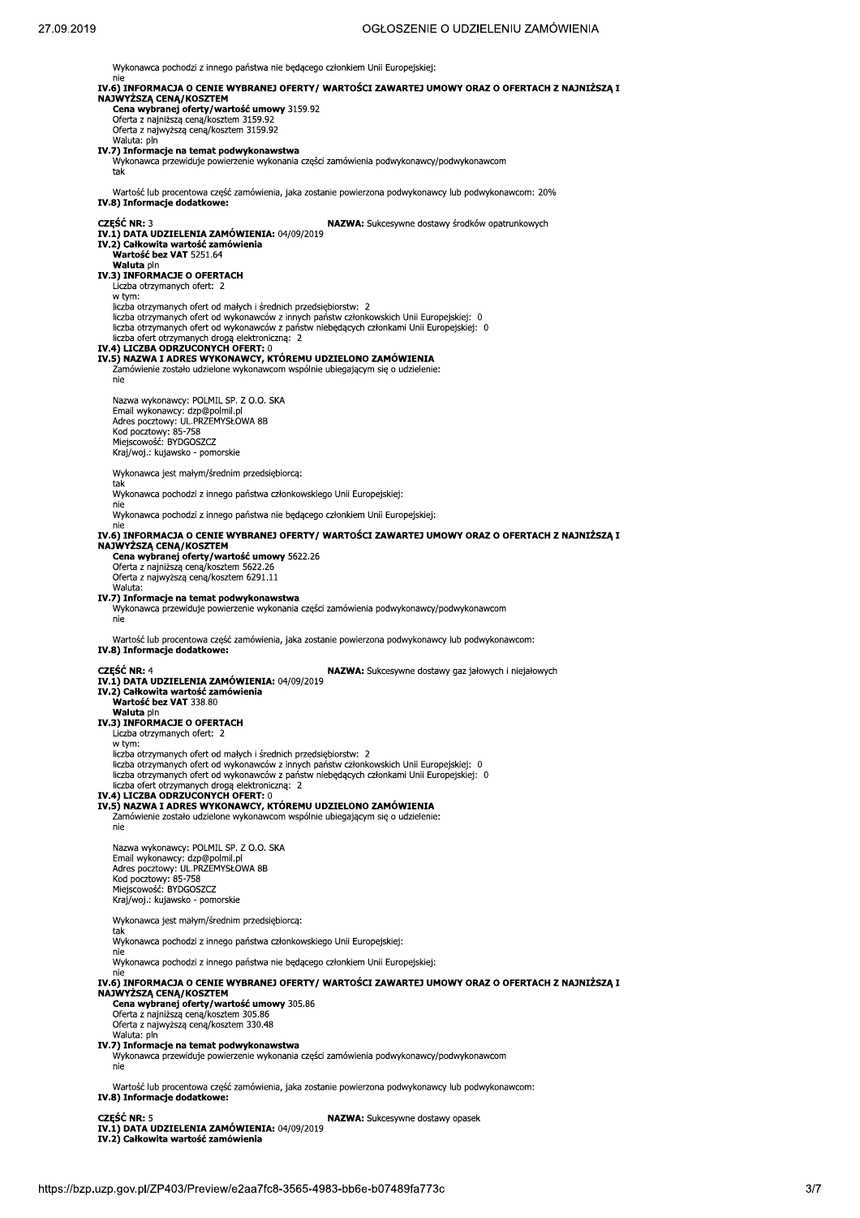Wykonawca pochodzi z innego państwa nie będącego członkiem Unii Europejskiej:
nie

**IV.6) INFORMACJA O CENIE WYBRANEJ OFERTY/ WARTOŚCI ZAWARTEJ UMOWY ORAZ O OFERTACH Z NAJNIŻSZĄ I NAJWYŻSZĄ CENĄ/KOSZTEM**

**Cena wybranej oferty/wartość umowy** 3159.92
Oferta z najniższą ceną/kosztem 3159.92
Oferta z najwyższą ceną/kosztem 3159.92
Waluta: pln

**IV.7) Informacje na temat podwykonawstwa**

Wykonawca przewiduje powierzenie wykonania części zamówienia podwykonawcy/podwykonawcom
tak

Wartość lub procentowa część zamówienia, jaka zostanie powierzona podwykonawcy lub podwykonawcom: 20%

**IV.8) Informacje dodatkowe:**

**CZĘŚĆ NR:** 3 **NAZWA:** Sukcesywne dostawy środków opatrunkowych

**IV.1) DATA UDZIELENIA ZAMÓWIENIA:** 04/09/2019

**IV.2) Całkowita wartość zamówienia**

**Wartość bez VAT** 5251.64
**Waluta** pln

**IV.3) INFORMACJE O OFERTACH**

Liczba otrzymanych ofert: 2
w tym:
liczba otrzymanych ofert od małych i średnich przedsiębiorstw: 2
liczba otrzymanych ofert od wykonawców z innych państw członkowskich Unii Europejskiej: 0
liczba otrzymanych ofert od wykonawców z państw niebędących członkami Unii Europejskiej: 0
liczba ofert otrzymanych drogą elektroniczną: 2

**IV.4) LICZBA ODRZUCONYCH OFERT:** 0

**IV.5) NAZWA I ADRES WYKONAWCY, KTÓREMU UDZIELONO ZAMÓWIENIA**

Zamówienie zostało udzielone wykonawcom wspólnie ubiegającym się o udzielenie:
nie

Nazwa wykonawcy: POLMIL SP. Z O.O. SKA
Email wykonawcy: dzp@polmil.pl
Adres pocztowy: UL.PRZEMYSŁOWA 8B
Kod pocztowy: 85-758
Miejscowość: BYDGOSZCZ
Kraj/woj.: kujawsko - pomorskie

Wykonawca jest małym/średnim przedsiębiorcą:
tak
Wykonawca pochodzi z innego państwa członkowskiego Unii Europejskiej:
nie
Wykonawca pochodzi z innego państwa nie będącego członkiem Unii Europejskiej:
nie

**IV.6) INFORMACJA O CENIE WYBRANEJ OFERTY/ WARTOŚCI ZAWARTEJ UMOWY ORAZ O OFERTACH Z NAJNIŻSZĄ I NAJWYŻSZĄ CENĄ/KOSZTEM**

**Cena wybranej oferty/wartość umowy** 5622.26
Oferta z najniższą ceną/kosztem 5622.26
Oferta z najwyższą ceną/kosztem 6291.11
Waluta:

**IV.7) Informacje na temat podwykonawstwa**

Wykonawca przewiduje powierzenie wykonania części zamówienia podwykonawcy/podwykonawcom
nie

Wartość lub procentowa część zamówienia, jaka zostanie powierzona podwykonawcy lub podwykonawcom:

**IV.8) Informacje dodatkowe:**

**CZĘŚĆ NR:** 4 **NAZWA:** Sukcesywne dostawy gaz jałowych i niejałowych

**IV.1) DATA UDZIELENIA ZAMÓWIENIA:** 04/09/2019

**IV.2) Całkowita wartość zamówienia**

**Wartość bez VAT** 338.80
**Waluta** pln

**IV.3) INFORMACJE O OFERTACH**

Liczba otrzymanych ofert: 2
w tym:
liczba otrzymanych ofert od małych i średnich przedsiębiorstw: 2
liczba otrzymanych ofert od wykonawców z innych państw członkowskich Unii Europejskiej: 0
liczba otrzymanych ofert od wykonawców z państw niebędących członkami Unii Europejskiej: 0
liczba ofert otrzymanych drogą elektroniczną: 2

**IV.4) LICZBA ODRZUCONYCH OFERT:** 0

**IV.5) NAZWA I ADRES WYKONAWCY, KTÓREMU UDZIELONO ZAMÓWIENIA**

Zamówienie zostało udzielone wykonawcom wspólnie ubiegającym się o udzielenie:
nie

Nazwa wykonawcy: POLMIL SP. Z O.O. SKA
Email wykonawcy: dzp@polmil.pl
Adres pocztowy: UL.PRZEMYSŁOWA 8B
Kod pocztowy: 85-758
Miejscowość: BYDGOSZCZ
Kraj/woj.: kujawsko - pomorskie

Wykonawca jest małym/średnim przedsiębiorcą:
tak
Wykonawca pochodzi z innego państwa członkowskiego Unii Europejskiej:
nie
Wykonawca pochodzi z innego państwa nie będącego członkiem Unii Europejskiej:
nie

**IV.6) INFORMACJA O CENIE WYBRANEJ OFERTY/ WARTOŚCI ZAWARTEJ UMOWY ORAZ O OFERTACH Z NAJNIŻSZĄ I NAJWYŻSZĄ CENĄ/KOSZTEM**

**Cena wybranej oferty/wartość umowy** 305.86
Oferta z najniższą ceną/kosztem 305.86
Oferta z najwyższą ceną/kosztem 330.48
Waluta: pln

**IV.7) Informacje na temat podwykonawstwa**

Wykonawca przewiduje powierzenie wykonania części zamówienia podwykonawcy/podwykonawcom
nie

Wartość lub procentowa część zamówienia, jaka zostanie powierzona podwykonawcy lub podwykonawcom:

**IV.8) Informacje dodatkowe:**

**CZĘŚĆ NR:** 5 **NAZWA:** Sukcesywne dostawy opasek

**IV.1) DATA UDZIELENIA ZAMÓWIENIA:** 04/09/2019

**IV.2) Całkowita wartość zamówienia**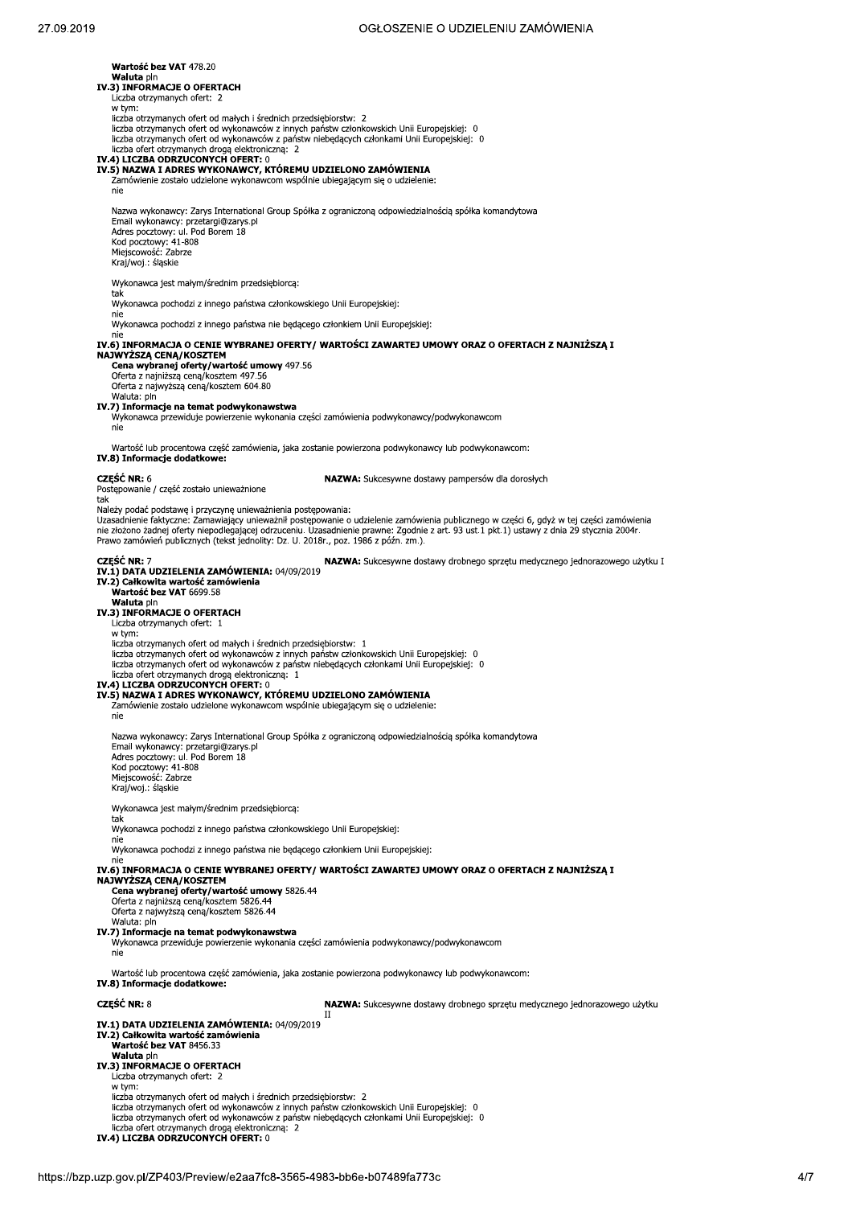**Wartość bez VAT** 478.20
**Waluta** pln

**IV.3) INFORMACJE O OFERTACH**

Liczba otrzymanych ofert: 2
w tym:
liczba otrzymanych ofert od małych i średnich przedsiębiorstw: 2
liczba otrzymanych ofert od wykonawców z innych państw członkowskich Unii Europejskiej: 0
liczba otrzymanych ofert od wykonawców z państw niebędących członkami Unii Europejskiej: 0
liczba ofert otrzymanych drogą elektroniczną: 2

**IV.4) LICZBA ODRZUCONYCH OFERT:** 0

**IV.5) NAZWA I ADRES WYKONAWCY, KTÓREMU UDZIELONO ZAMÓWIENIA**

Zamówienie zostało udzielone wykonawcom wspólnie ubiegającym się o udzielenie:
nie

Nazwa wykonawcy: Zarys International Group Spółka z ograniczoną odpowiedzialnością spółka komandytowa
Email wykonawcy: przetargi@zarys.pl
Adres pocztowy: ul. Pod Borem 18
Kod pocztowy: 41-808
Miejscowość: Zabrze
Kraj/woj.: śląskie

Wykonawca jest małym/średnim przedsiębiorcą:
tak
Wykonawca pochodzi z innego państwa członkowskiego Unii Europejskiej:
nie
Wykonawca pochodzi z innego państwa nie będącego członkiem Unii Europejskiej:
nie

**IV.6) INFORMACJA O CENIE WYBRANEJ OFERTY/ WARTOŚCI ZAWARTEJ UMOWY ORAZ O OFERTACH Z NAJNIŻSZĄ I NAJWYŻSZĄ CENĄ/KOSZTEM**

**Cena wybranej oferty/wartość umowy** 497.56
Oferta z najniższą ceną/kosztem 497.56
Oferta z najwyższą ceną/kosztem 604.80
Waluta: pln

**IV.7) Informacje na temat podwykonawstwa**

Wykonawca przewiduje powierzenie wykonania części zamówienia podwykonawcy/podwykonawcom
nie

Wartość lub procentowa część zamówienia, jaka zostanie powierzona podwykonawcy lub podwykonawcom:

**IV.8) Informacje dodatkowe:**

**CZĘŚĆ NR:** 6 **NAZWA:** Sukcesywne dostawy pampersów dla dorosłych

Postępowanie / część zostało unieważnione
tak
Należy podać podstawę i przyczynę unieważnienia postępowania:
Uzasadnienie faktyczne: Zamawiający unieważnił postępowanie o udzielenie zamówienia publicznego w części 6, gdyż w tej części zamówienia nie złożono żadnej oferty niepodlegającej odrzuceniu. Uzasadnienie prawne: Zgodnie z art. 93 ust.1 pkt.1) ustawy z dnia 29 stycznia 2004r. Prawo zamówień publicznych (tekst jednolity: Dz. U. 2018r., poz. 1986 z późn. zm.).

**CZĘŚĆ NR:** 7 **NAZWA:** Sukcesywne dostawy drobnego sprzętu medycznego jednorazowego użytku I

**IV.1) DATA UDZIELENIA ZAMÓWIENIA:** 04/09/2019

**IV.2) Całkowita wartość zamówienia**

**Wartość bez VAT** 6699.58
**Waluta** pln

**IV.3) INFORMACJE O OFERTACH**

Liczba otrzymanych ofert: 1
w tym:
liczba otrzymanych ofert od małych i średnich przedsiębiorstw: 1
liczba otrzymanych ofert od wykonawców z innych państw członkowskich Unii Europejskiej: 0
liczba otrzymanych ofert od wykonawców z państw niebędących członkami Unii Europejskiej: 0
liczba ofert otrzymanych drogą elektroniczną: 1

**IV.4) LICZBA ODRZUCONYCH OFERT:** 0

**IV.5) NAZWA I ADRES WYKONAWCY, KTÓREMU UDZIELONO ZAMÓWIENIA**

Zamówienie zostało udzielone wykonawcom wspólnie ubiegającym się o udzielenie:
nie

Nazwa wykonawcy: Zarys International Group Spółka z ograniczoną odpowiedzialnością spółka komandytowa
Email wykonawcy: przetargi@zarys.pl
Adres pocztowy: ul. Pod Borem 18
Kod pocztowy: 41-808
Miejscowość: Zabrze
Kraj/woj.: śląskie

Wykonawca jest małym/średnim przedsiębiorcą:
tak
Wykonawca pochodzi z innego państwa członkowskiego Unii Europejskiej:
nie
Wykonawca pochodzi z innego państwa nie będącego członkiem Unii Europejskiej:
nie

**IV.6) INFORMACJA O CENIE WYBRANEJ OFERTY/ WARTOŚCI ZAWARTEJ UMOWY ORAZ O OFERTACH Z NAJNIŻSZĄ I NAJWYŻSZĄ CENĄ/KOSZTEM**

**Cena wybranej oferty/wartość umowy** 5826.44
Oferta z najniższą ceną/kosztem 5826.44
Oferta z najwyższą ceną/kosztem 5826.44
Waluta: pln

**IV.7) Informacje na temat podwykonawstwa**

Wykonawca przewiduje powierzenie wykonania części zamówienia podwykonawcy/podwykonawcom
nie

Wartość lub procentowa część zamówienia, jaka zostanie powierzona podwykonawcy lub podwykonawcom:

**IV.8) Informacje dodatkowe:**

**CZĘŚĆ NR:** 8 **NAZWA:** Sukcesywne dostawy drobnego sprzętu medycznego jednorazowego użytku II

**IV.1) DATA UDZIELENIA ZAMÓWIENIA:** 04/09/2019

**IV.2) Całkowita wartość zamówienia**

**Wartość bez VAT** 8456.33
**Waluta** pln

**IV.3) INFORMACJE O OFERTACH**

Liczba otrzymanych ofert: 2
w tym:
liczba otrzymanych ofert od małych i średnich przedsiębiorstw: 2
liczba otrzymanych ofert od wykonawców z innych państw członkowskich Unii Europejskiej: 0
liczba otrzymanych ofert od wykonawców z państw niebędących członkami Unii Europejskiej: 0
liczba ofert otrzymanych drogą elektroniczną: 2

**IV.4) LICZBA ODRZUCONYCH OFERT:** 0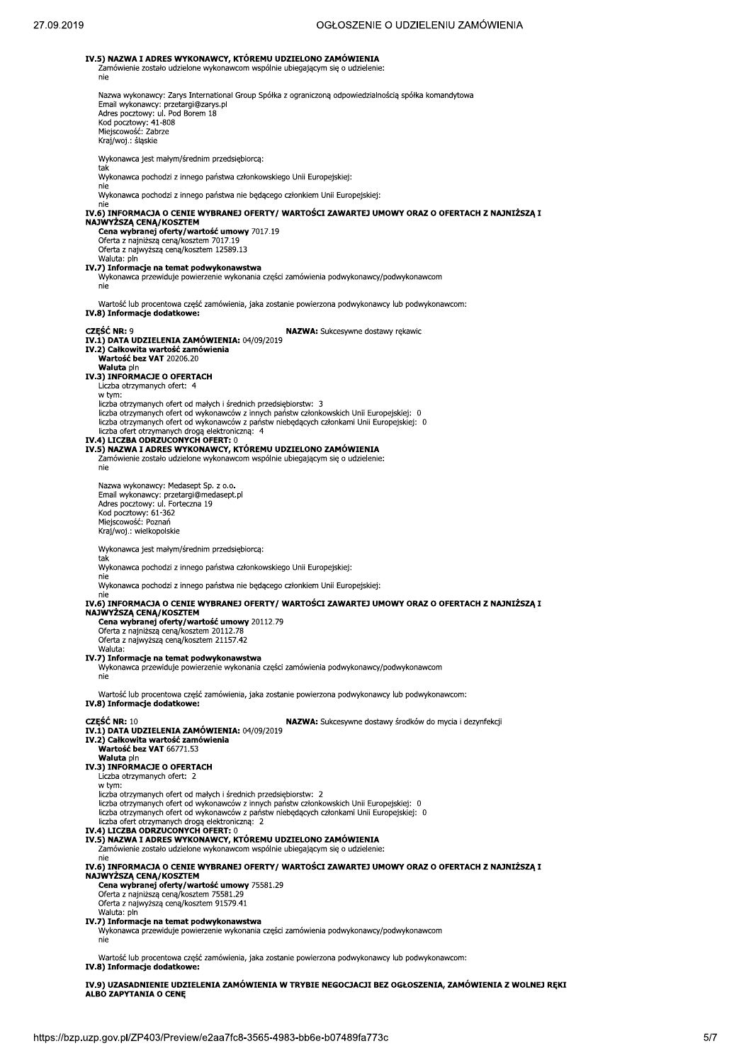**IV.5) NAZWA I ADRES WYKONAWCY, KTÓREMU UDZIELONO ZAMÓWIENIA**

Zamówienie zostało udzielone wykonawcom wspólnie ubiegającym się o udzielenie:
nie

Nazwa wykonawcy: Zarys International Group Spółka z ograniczoną odpowiedzialnością spółka komandytowa
Email wykonawcy: przetargi@zarys.pl
Adres pocztowy: ul. Pod Borem 18
Kod pocztowy: 41-808
Miejscowość: Zabrze
Kraj/woj.: śląskie

Wykonawca jest małym/średnim przedsiębiorcą:
tak
Wykonawca pochodzi z innego państwa członkowskiego Unii Europejskiej:
nie
Wykonawca pochodzi z innego państwa nie będącego członkiem Unii Europejskiej:
nie

**IV.6) INFORMACJA O CENIE WYBRANEJ OFERTY/ WARTOŚCI ZAWARTEJ UMOWY ORAZ O OFERTACH Z NAJNIŻSZĄ I NAJWYŻSZĄ CENĄ/KOSZTEM**

**Cena wybranej oferty/wartość umowy** 7017.19
Oferta z najniższą ceną/kosztem 7017.19
Oferta z najwyższą ceną/kosztem 12589.13
Waluta: pln

**IV.7) Informacje na temat podwykonawstwa**

Wykonawca przewiduje powierzenie wykonania części zamówienia podwykonawcy/podwykonawcom
nie

Wartość lub procentowa część zamówienia, jaka zostanie powierzona podwykonawcy lub podwykonawcom:

**IV.8) Informacje dodatkowe:**

**CZĘŚĆ NR:** 9 **NAZWA:** Sukcesywne dostawy rękawic

**IV.1) DATA UDZIELENIA ZAMÓWIENIA:** 04/09/2019

**IV.2) Całkowita wartość zamówienia**

**Wartość bez VAT** 20206.20
**Waluta** pln

**IV.3) INFORMACJE O OFERTACH**

Liczba otrzymanych ofert: 4
w tym:
liczba otrzymanych ofert od małych i średnich przedsiębiorstw: 3
liczba otrzymanych ofert od wykonawców z innych państw członkowskich Unii Europejskiej: 0
liczba otrzymanych ofert od wykonawców z państw niebędących członkami Unii Europejskiej: 0
liczba ofert otrzymanych drogą elektroniczną: 4

**IV.4) LICZBA ODRZUCONYCH OFERT:** 0

**IV.5) NAZWA I ADRES WYKONAWCY, KTÓREMU UDZIELONO ZAMÓWIENIA**

Zamówienie zostało udzielone wykonawcom wspólnie ubiegającym się o udzielenie:
nie

Nazwa wykonawcy: Medasept Sp. z o.o.
Email wykonawcy: przetargi@medasept.pl
Adres pocztowy: ul. Forteczna 19
Kod pocztowy: 61-362
Miejscowość: Poznań
Kraj/woj.: wielkopolskie

Wykonawca jest małym/średnim przedsiębiorcą:
tak
Wykonawca pochodzi z innego państwa członkowskiego Unii Europejskiej:
nie
Wykonawca pochodzi z innego państwa nie będącego członkiem Unii Europejskiej:
nie

**IV.6) INFORMACJA O CENIE WYBRANEJ OFERTY/ WARTOŚCI ZAWARTEJ UMOWY ORAZ O OFERTACH Z NAJNIŻSZĄ I NAJWYŻSZĄ CENĄ/KOSZTEM**

**Cena wybranej oferty/wartość umowy** 20112.79
Oferta z najniższą ceną/kosztem 20112.78
Oferta z najwyższą ceną/kosztem 21157.42
Waluta:

**IV.7) Informacje na temat podwykonawstwa**

Wykonawca przewiduje powierzenie wykonania części zamówienia podwykonawcy/podwykonawcom
nie

Wartość lub procentowa część zamówienia, jaka zostanie powierzona podwykonawcy lub podwykonawcom:

**IV.8) Informacje dodatkowe:**

**CZĘŚĆ NR:** 10 **NAZWA:** Sukcesywne dostawy środków do mycia i dezynfekcji

**IV.1) DATA UDZIELENIA ZAMÓWIENIA:** 04/09/2019

**IV.2) Całkowita wartość zamówienia**

**Wartość bez VAT** 66771.53
**Waluta** pln

**IV.3) INFORMACJE O OFERTACH**

Liczba otrzymanych ofert: 2
w tym:
liczba otrzymanych ofert od małych i średnich przedsiębiorstw: 2
liczba otrzymanych ofert od wykonawców z innych państw członkowskich Unii Europejskiej: 0
liczba otrzymanych ofert od wykonawców z państw niebędących członkami Unii Europejskiej: 0
liczba ofert otrzymanych drogą elektroniczną: 2

**IV.4) LICZBA ODRZUCONYCH OFERT:** 0

**IV.5) NAZWA I ADRES WYKONAWCY, KTÓREMU UDZIELONO ZAMÓWIENIA**

Zamówienie zostało udzielone wykonawcom wspólnie ubiegającym się o udzielenie:
nie

**IV.6) INFORMACJA O CENIE WYBRANEJ OFERTY/ WARTOŚCI ZAWARTEJ UMOWY ORAZ O OFERTACH Z NAJNIŻSZĄ I NAJWYŻSZĄ CENĄ/KOSZTEM**

**Cena wybranej oferty/wartość umowy** 75581.29
Oferta z najniższą ceną/kosztem 75581.29
Oferta z najwyższą ceną/kosztem 91579.41
Waluta: pln

**IV.7) Informacje na temat podwykonawstwa**

Wykonawca przewiduje powierzenie wykonania części zamówienia podwykonawcy/podwykonawcom
nie

Wartość lub procentowa część zamówienia, jaka zostanie powierzona podwykonawcy lub podwykonawcom:

**IV.8) Informacje dodatkowe:**

**IV.9) UZASADNIENIE UDZIELENIA ZAMÓWIENIA W TRYBIE NEGOCJACJI BEZ OGŁOSZENIA, ZAMÓWIENIA Z WOLNEJ RĘKI ALBO ZAPYTANIA O CENĘ**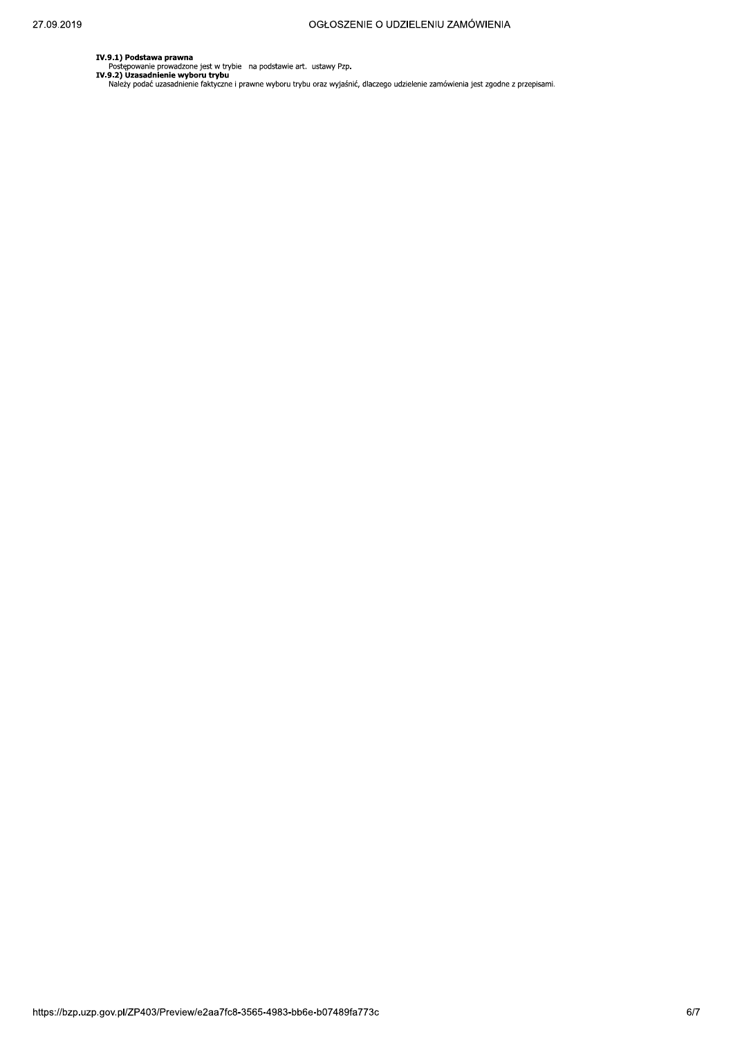**IV.9.1) Podstawa prawna**

Postępowanie prowadzone jest w trybie na podstawie art. ustawy Pzp.

**IV.9.2) Uzasadnienie wyboru trybu**

Należy podać uzasadnienie faktyczne i prawne wyboru trybu oraz wyjaśnić, dlaczego udzielenie zamówienia jest zgodne z przepisami.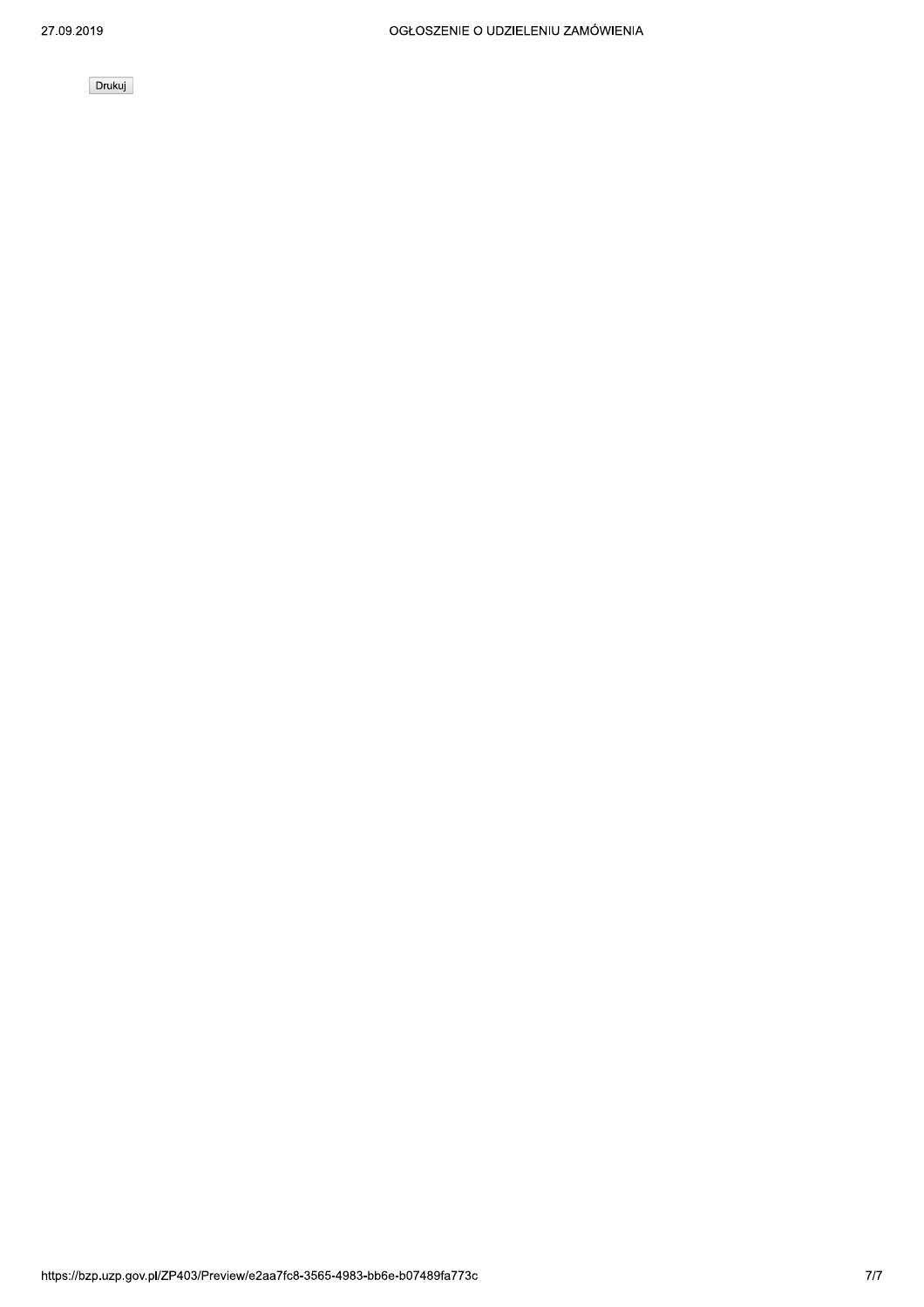Drukuj